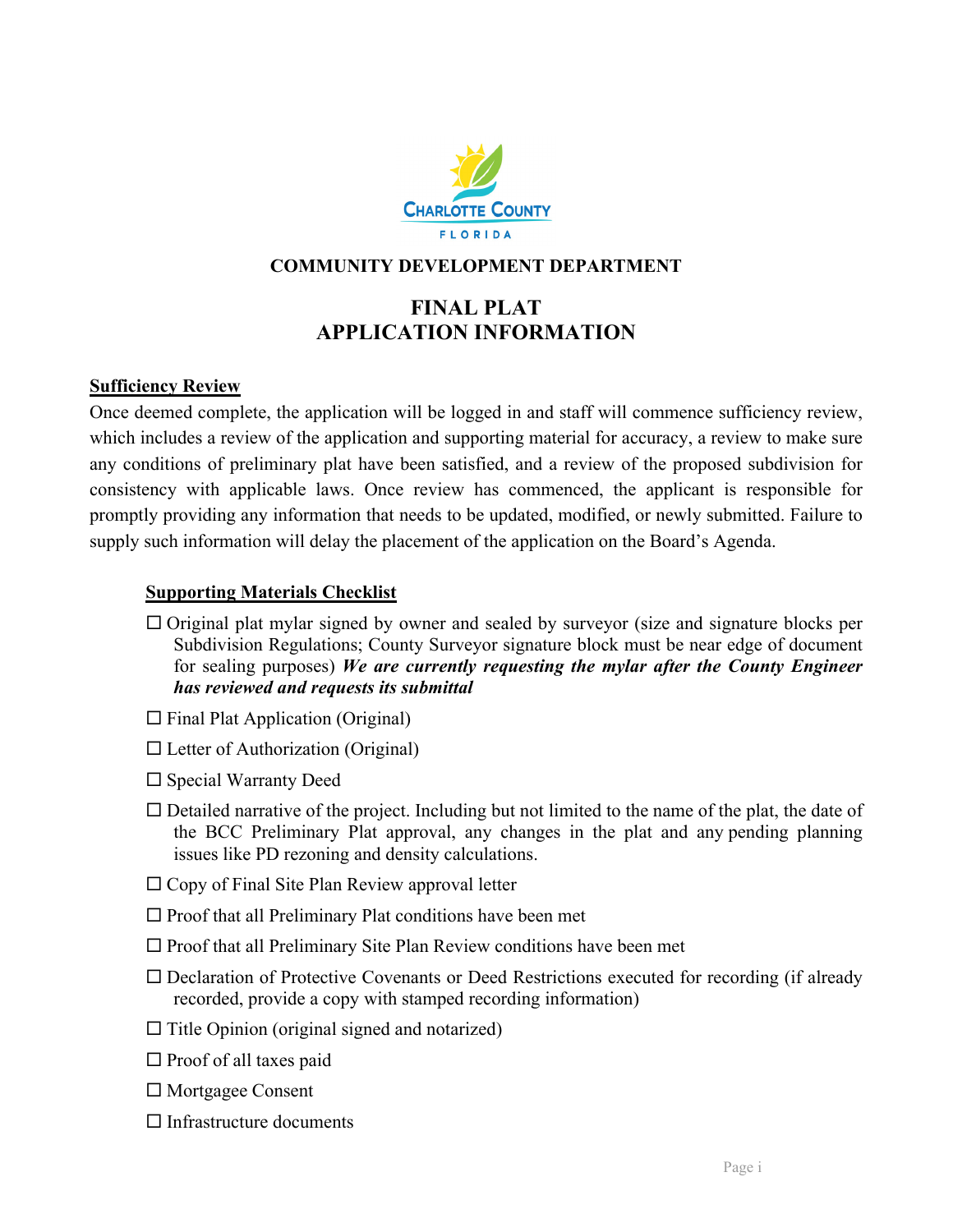CHARLOTTE COUNTY

FLORIDA

**COMMUNITY DEVELOPMENT DEPARTMENT**

# FINAL PLAT
# APPLICATION INFORMATION

## Sufficiency Review

Once deemed complete, the application will be logged in and staff will commence sufficiency review, which includes a review of the application and supporting material for accuracy, a review to make sure any conditions of preliminary plat have been satisfied, and a review of the proposed subdivision for consistency with applicable laws. Once review has commenced, the applicant is responsible for promptly providing any information that needs to be updated, modified, or newly submitted. Failure to supply such information will delay the placement of the application on the Board's Agenda.

### Supporting Materials Checklist

- ☐ Original plat mylar signed by owner and sealed by surveyor (size and signature blocks per Subdivision Regulations; County Surveyor signature block must be near edge of document for sealing purposes) ***We are currently requesting the mylar after the County Engineer has reviewed and requests its submittal***
- ☐ Final Plat Application (Original)
- ☐ Letter of Authorization (Original)
- ☐ Special Warranty Deed
- ☐ Detailed narrative of the project. Including but not limited to the name of the plat, the date of the BCC Preliminary Plat approval, any changes in the plat and any pending planning issues like PD rezoning and density calculations.
- ☐ Copy of Final Site Plan Review approval letter
- ☐ Proof that all Preliminary Plat conditions have been met
- ☐ Proof that all Preliminary Site Plan Review conditions have been met
- ☐ Declaration of Protective Covenants or Deed Restrictions executed for recording (if already recorded, provide a copy with stamped recording information)
- ☐ Title Opinion (original signed and notarized)
- ☐ Proof of all taxes paid
- ☐ Mortgagee Consent
- ☐ Infrastructure documents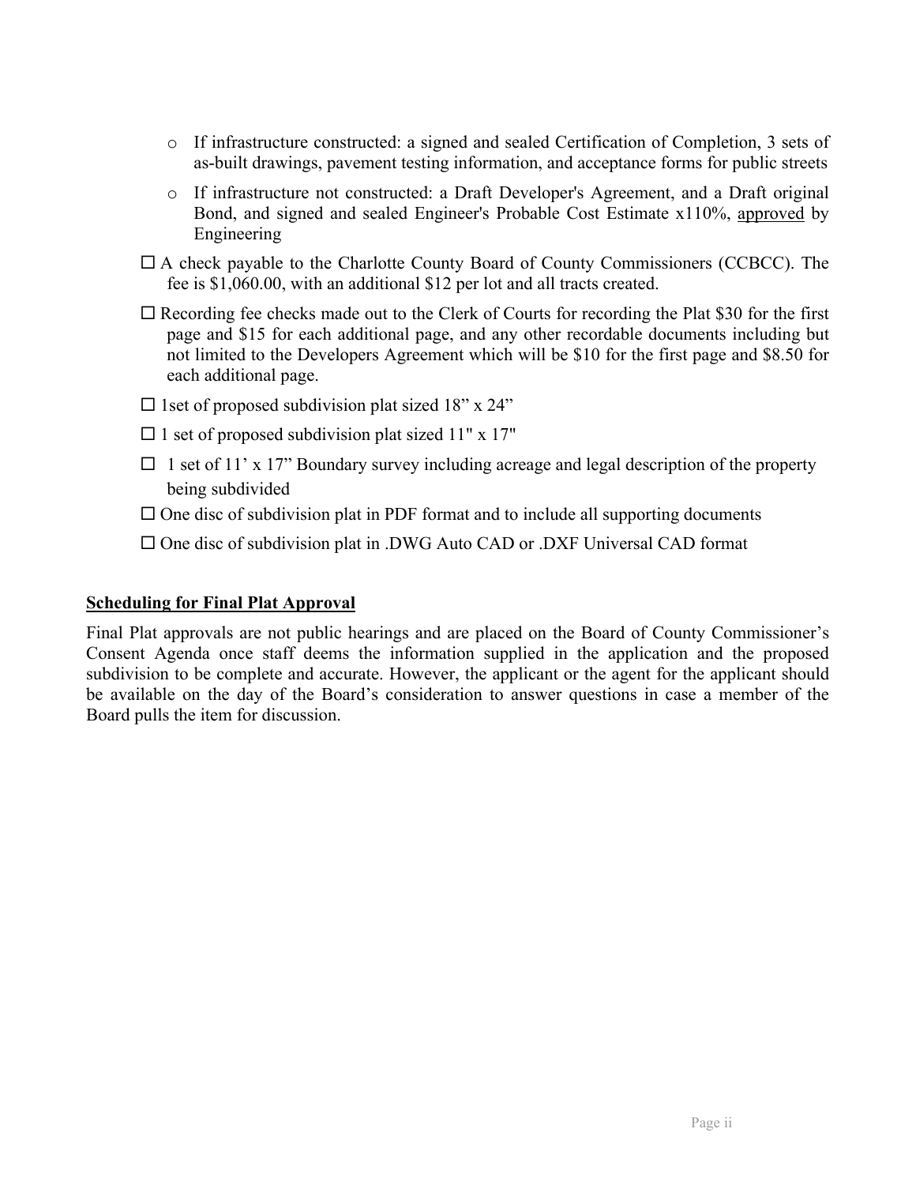- If infrastructure constructed: a signed and sealed Certification of Completion, 3 sets of as-built drawings, pavement testing information, and acceptance forms for public streets
- If infrastructure not constructed: a Draft Developer's Agreement, and a Draft original Bond, and signed and sealed Engineer's Probable Cost Estimate x110%, <u>approved</u> by Engineering

☐ A check payable to the Charlotte County Board of County Commissioners (CCBCC). The fee is $1,060.00, with an additional $12 per lot and all tracts created.

☐ Recording fee checks made out to the Clerk of Courts for recording the Plat $30 for the first page and $15 for each additional page, and any other recordable documents including but not limited to the Developers Agreement which will be $10 for the first page and $8.50 for each additional page.

☐ 1set of proposed subdivision plat sized 18" x 24"

☐ 1 set of proposed subdivision plat sized 11" x 17"

☐ 1 set of 11' x 17" Boundary survey including acreage and legal description of the property being subdivided

☐ One disc of subdivision plat in PDF format and to include all supporting documents

☐ One disc of subdivision plat in .DWG Auto CAD or .DXF Universal CAD format

**<u>Scheduling for Final Plat Approval</u>**

Final Plat approvals are not public hearings and are placed on the Board of County Commissioner's Consent Agenda once staff deems the information supplied in the application and the proposed subdivision to be complete and accurate. However, the applicant or the agent for the applicant should be available on the day of the Board's consideration to answer questions in case a member of the Board pulls the item for discussion.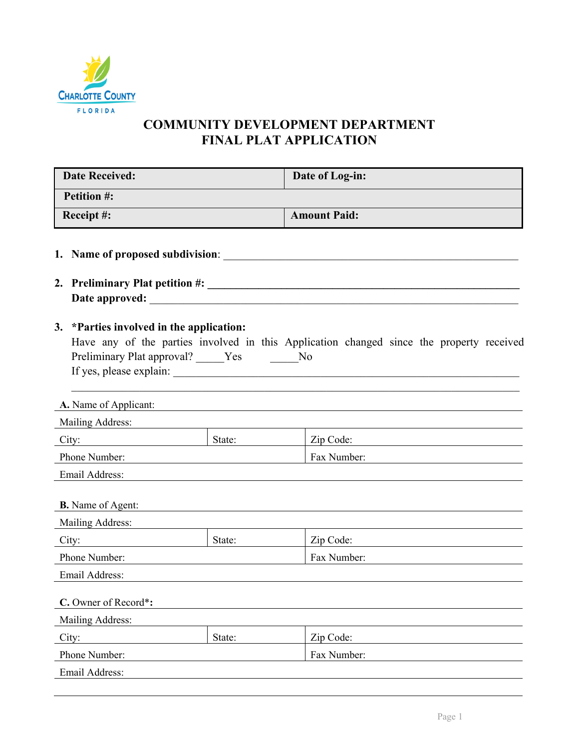# COMMUNITY DEVELOPMENT DEPARTMENT
# FINAL PLAT APPLICATION

| **Date Received:** | **Date of Log-in:** |
|---|---|
| **Petition #:** | |
| **Receipt #:** | **Amount Paid:** |

1. **Name of proposed subdivision**: ______________________________________________________

2. **Preliminary Plat petition #: ______________________________________________________**
   **Date approved:** ______________________________________________________________

3. **\*Parties involved in the application:**
   Have any of the parties involved in this Application changed since the property received Preliminary Plat approval? _____Yes _____No
   If yes, please explain: ______________________________________________________________
   ______________________________________________________________________________

| **A.** Name of Applicant: | | |
|---|---|---|
| Mailing Address: | | |
| City: | State: | Zip Code: |
| Phone Number: | | Fax Number: |
| Email Address: | | |

| **B.** Name of Agent: | | |
|---|---|---|
| Mailing Address: | | |
| City: | State: | Zip Code: |
| Phone Number: | | Fax Number: |
| Email Address: | | |

| **C.** Owner of Record\***:** | | |
|---|---|---|
| Mailing Address: | | |
| City: | State: | Zip Code: |
| Phone Number: | | Fax Number: |
| Email Address: | | |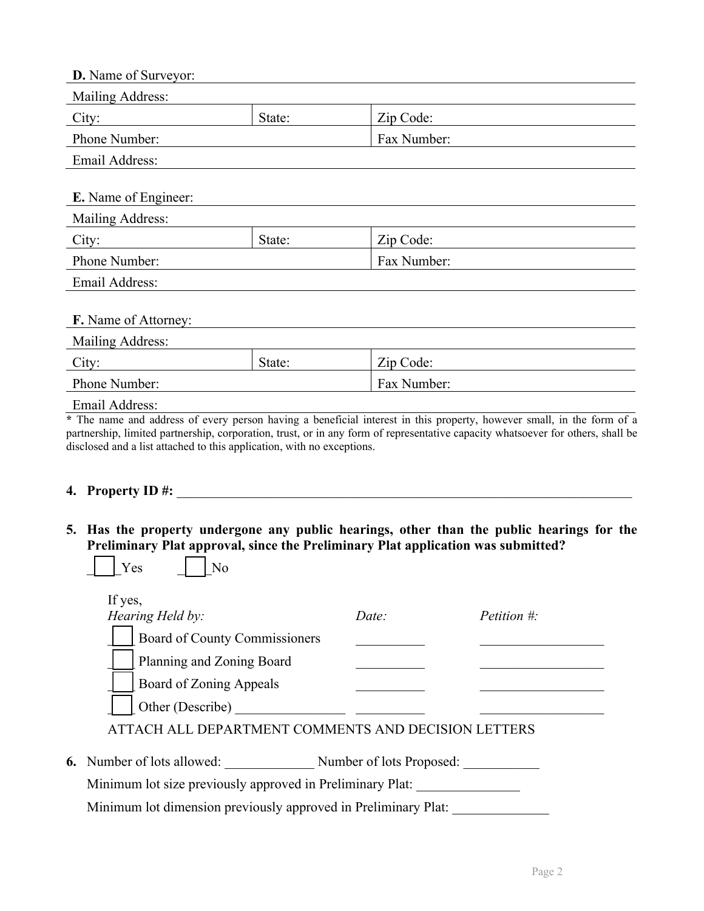**D.** Name of Surveyor:

| Mailing Address: | | |
|---|---|---|
| City: | State: | Zip Code: |
| Phone Number: | | Fax Number: |
| Email Address: | | |

**E.** Name of Engineer:

| Mailing Address: | | |
|---|---|---|
| City: | State: | Zip Code: |
| Phone Number: | | Fax Number: |
| Email Address: | | |

**F.** Name of Attorney:

| Mailing Address: | | |
|---|---|---|
| City: | State: | Zip Code: |
| Phone Number: | | Fax Number: |
| Email Address: | | |

**\*** The name and address of every person having a beneficial interest in this property, however small, in the form of a partnership, limited partnership, corporation, trust, or in any form of representative capacity whatsoever for others, shall be disclosed and a list attached to this application, with no exceptions.

**4. Property ID #:** ___________________________________________________________________

**5. Has the property undergone any public hearings, other than the public hearings for the Preliminary Plat approval, since the Preliminary Plat application was submitted?**

☐ Yes ☐ No

If yes,

| *Hearing Held by:* | *Date:* | *Petition #:* |
|---|---|---|
| ☐ Board of County Commissioners | __________ | __________________ |
| ☐ Planning and Zoning Board | __________ | __________________ |
| ☐ Board of Zoning Appeals | __________ | __________________ |
| ☐ Other (Describe) ________________ | __________ | __________________ |

ATTACH ALL DEPARTMENT COMMENTS AND DECISION LETTERS

**6.** Number of lots allowed: _____________ Number of lots Proposed: ___________

Minimum lot size previously approved in Preliminary Plat: _______________

Minimum lot dimension previously approved in Preliminary Plat: ______________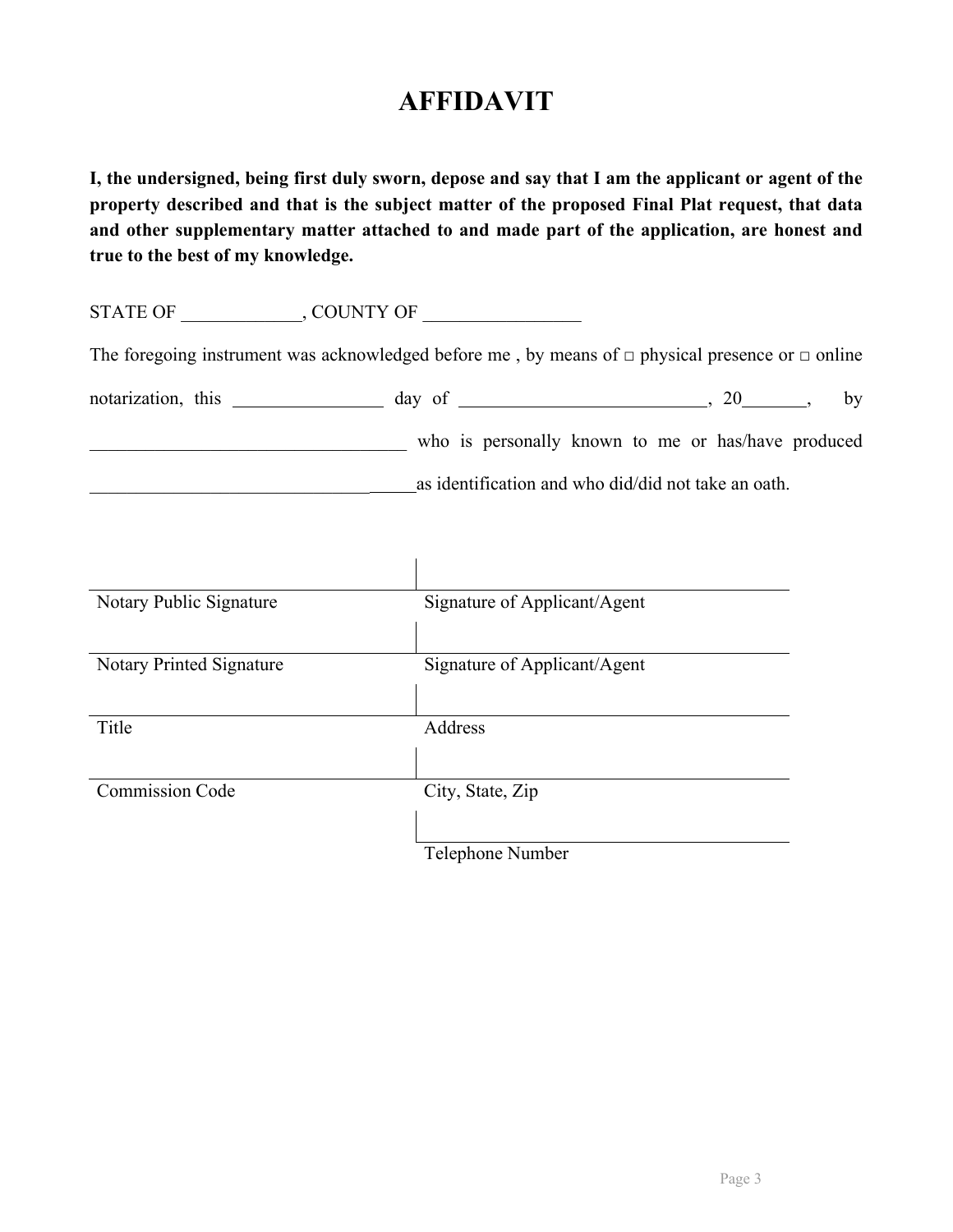# AFFIDAVIT

**I, the undersigned, being first duly sworn, depose and say that I am the applicant or agent of the property described and that is the subject matter of the proposed Final Plat request, that data and other supplementary matter attached to and made part of the application, are honest and true to the best of my knowledge.**

STATE OF _____________, COUNTY OF _________________

The foregoing instrument was acknowledged before me , by means of □ physical presence or □ online notarization, this ________________ day of ___________________________, 20_______, by __________________________________ who is personally known to me or has/have produced _____________________________________as identification and who did/did not take an oath.

| | |
|---|---|
| Notary Public Signature | Signature of Applicant/Agent |
| Notary Printed Signature | Signature of Applicant/Agent |
| Title | Address |
| Commission Code | City, State, Zip |
| | Telephone Number |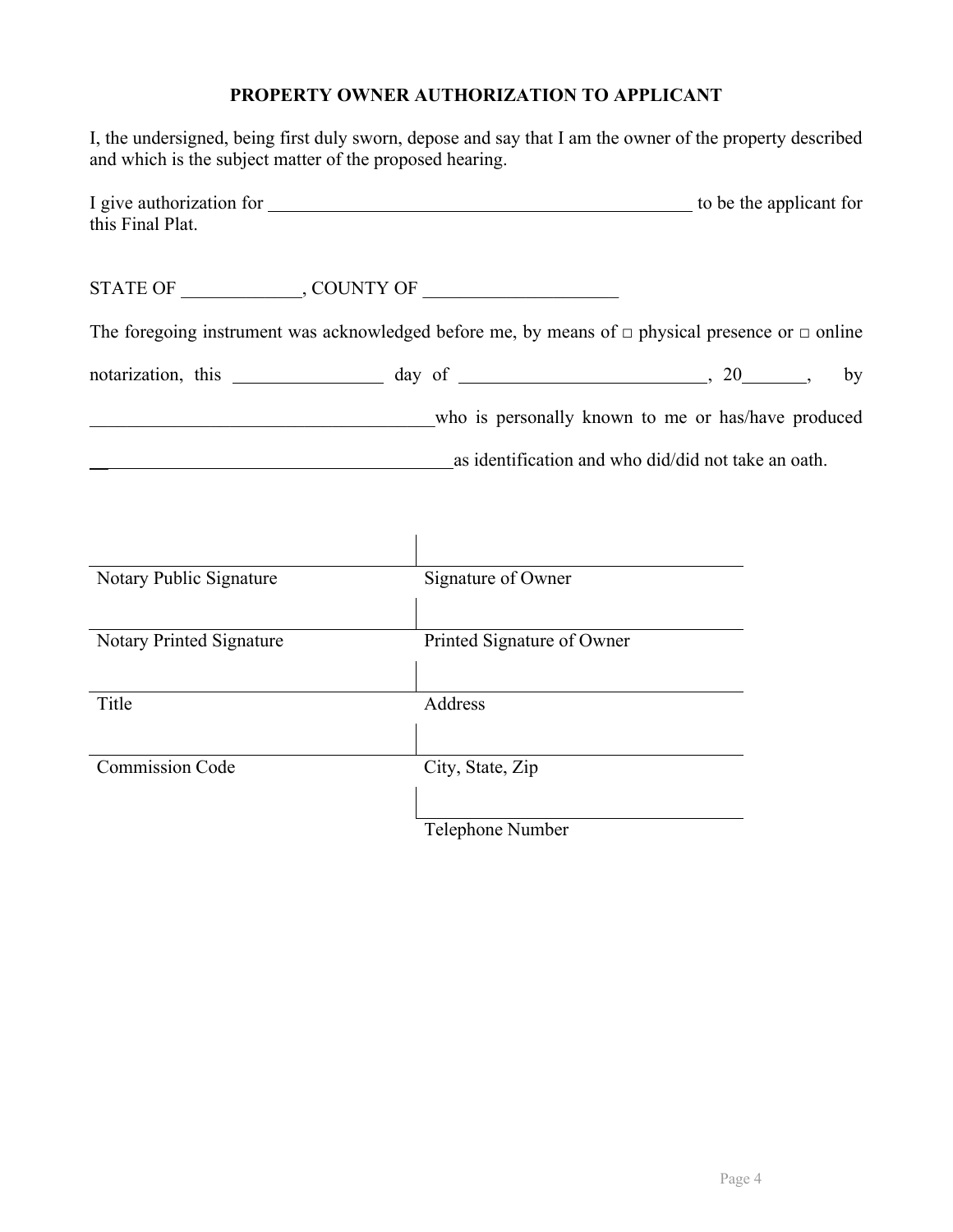## PROPERTY OWNER AUTHORIZATION TO APPLICANT

I, the undersigned, being first duly sworn, depose and say that I am the owner of the property described and which is the subject matter of the proposed hearing.

I give authorization for _________________________________________________ to be the applicant for this Final Plat.

STATE OF _____________, COUNTY OF _____________________

The foregoing instrument was acknowledged before me, by means of □ physical presence or □ online notarization, this ________________ day of ___________________________, 20_______, by ______________________________________who is personally known to me or has/have produced ________________________________________as identification and who did/did not take an oath.

| | |
|---|---|
| Notary Public Signature | Signature of Owner |
| Notary Printed Signature | Printed Signature of Owner |
| Title | Address |
| Commission Code | City, State, Zip |
| | Telephone Number |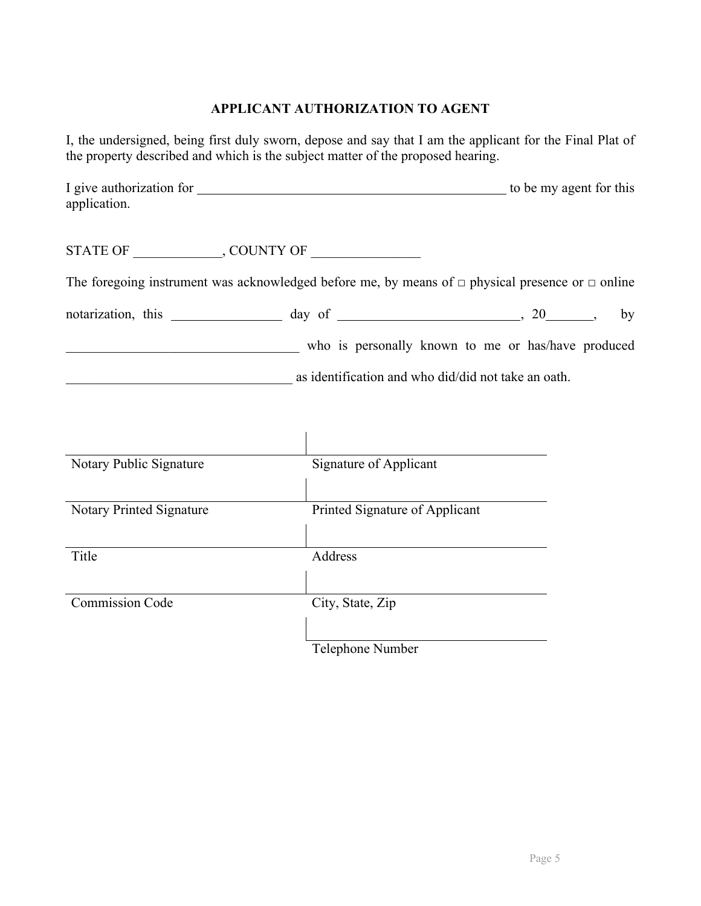## APPLICANT AUTHORIZATION TO AGENT

I, the undersigned, being first duly sworn, depose and say that I am the applicant for the Final Plat of the property described and which is the subject matter of the proposed hearing.

I give authorization for ______________________________________________ to be my agent for this application.

STATE OF _____________, COUNTY OF ________________

The foregoing instrument was acknowledged before me, by means of □ physical presence or □ online notarization, this ________________ day of ___________________________, 20_______, by __________________________________ who is personally known to me or has/have produced _________________________________ as identification and who did/did not take an oath.

| | |
|---|---|
| Notary Public Signature | Signature of Applicant |
| Notary Printed Signature | Printed Signature of Applicant |
| Title | Address |
| Commission Code | City, State, Zip |
| | Telephone Number |